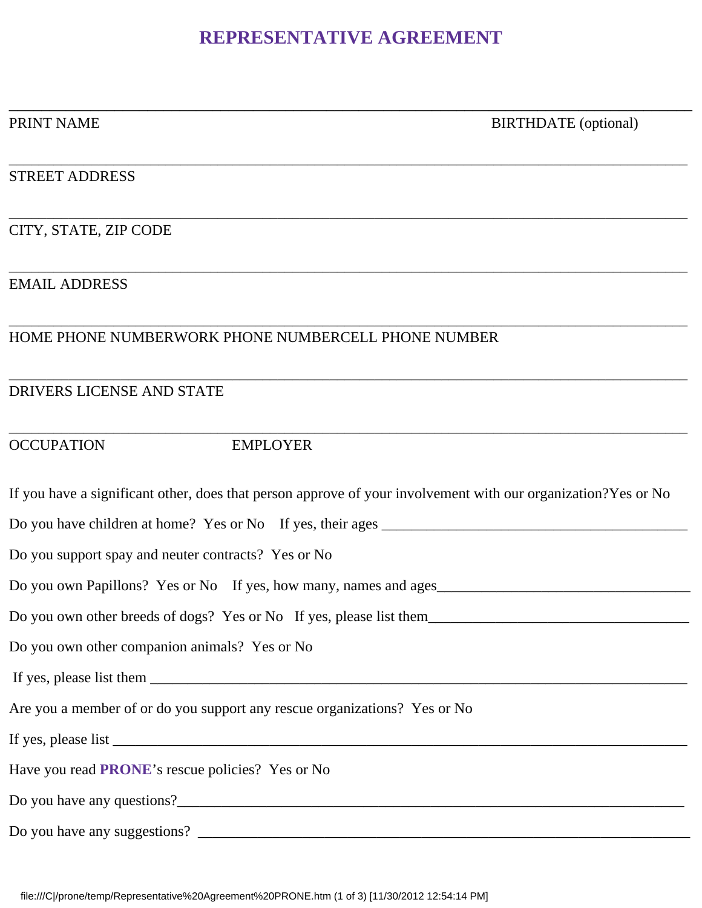# REPRESENTATIVE AGREEMENT

_______________________________________________________________________________

PRINT NAME BIRTHDATE (optional)

_______________________________________________________________________________

STREET ADDRESS

_______________________________________________________________________________

CITY, STATE, ZIP CODE

_______________________________________________________________________________

EMAIL ADDRESS

_______________________________________________________________________________

HOME PHONE NUMBERWORK PHONE NUMBERCELL PHONE NUMBER

_______________________________________________________________________________

DRIVERS LICENSE AND STATE

_______________________________________________________________________________

OCCUPATION EMPLOYER

If you have a significant other, does that person approve of your involvement with our organization?Yes or No

Do you have children at home? Yes or No If yes, their ages ___________________________________________

Do you support spay and neuter contracts? Yes or No

Do you own Papillons? Yes or No If yes, how many, names and ages___________________________________

Do you own other breeds of dogs? Yes or No If yes, please list them___________________________________

Do you own other companion animals? Yes or No

If yes, please list them _________________________________________________________________________

Are you a member of or do you support any rescue organizations? Yes or No

If yes, please list ______________________________________________________________________________

Have you read **PRONE**'s rescue policies? Yes or No

Do you have any questions?_____________________________________________________________________

Do you have any suggestions? ___________________________________________________________________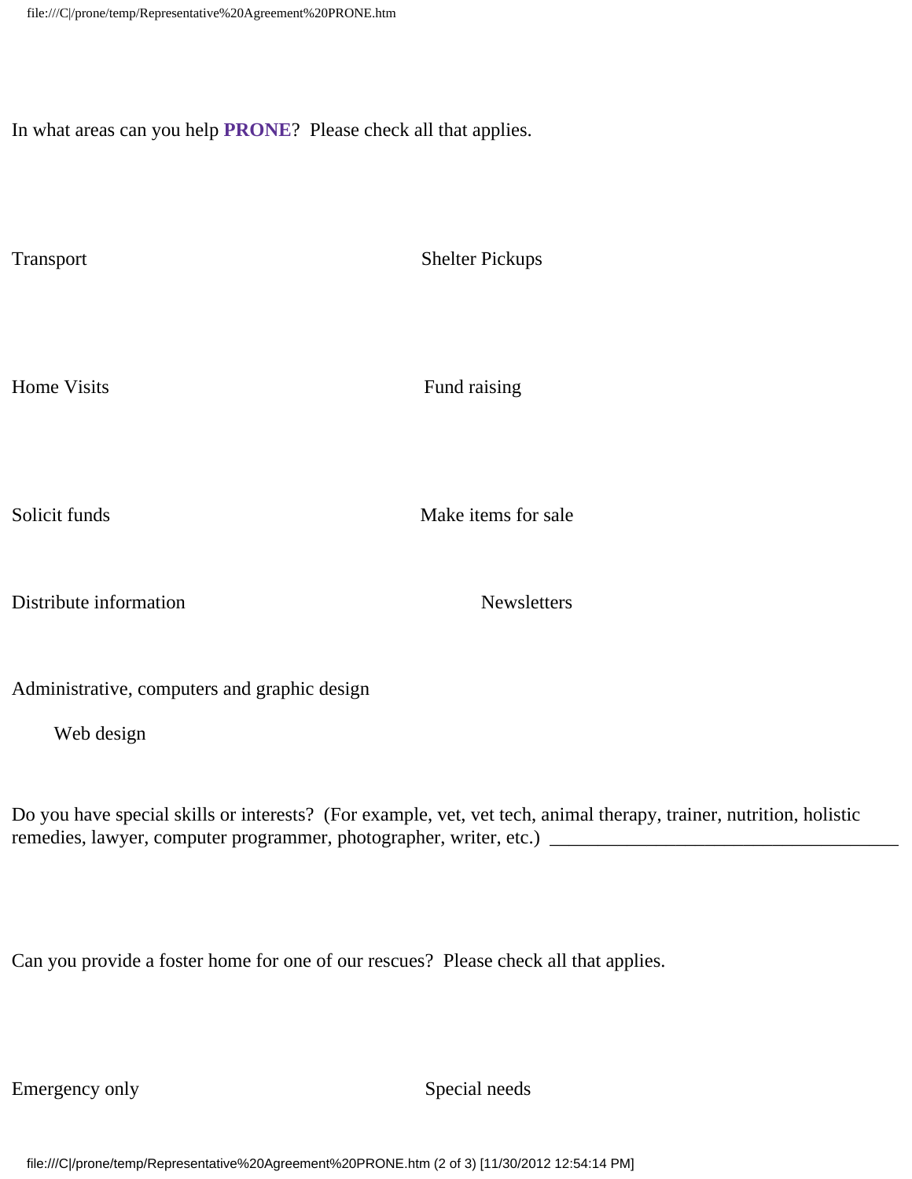In what areas can you help **PRONE**? Please check all that applies.

Transport

Shelter Pickups

Home Visits

Fund raising

Solicit funds

Make items for sale

Distribute information

Newsletters

Administrative, computers and graphic design

Web design

Do you have special skills or interests? (For example, vet, vet tech, animal therapy, trainer, nutrition, holistic remedies, lawyer, computer programmer, photographer, writer, etc.) ____________________________________

Can you provide a foster home for one of our rescues? Please check all that applies.

Emergency only

Special needs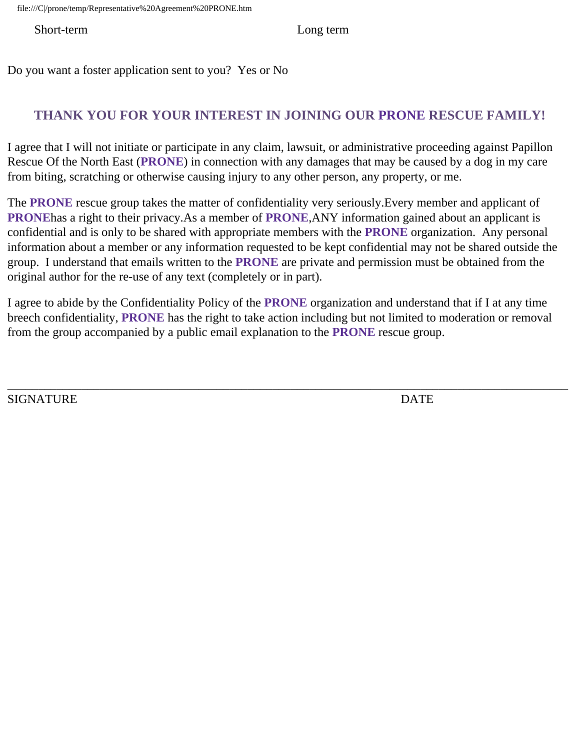Short-term Long term

Do you want a foster application sent to you? Yes or No

## THANK YOU FOR YOUR INTEREST IN JOINING OUR PRONE RESCUE FAMILY!

I agree that I will not initiate or participate in any claim, lawsuit, or administrative proceeding against Papillon Rescue Of the North East (**PRONE**) in connection with any damages that may be caused by a dog in my care from biting, scratching or otherwise causing injury to any other person, any property, or me.

The **PRONE** rescue group takes the matter of confidentiality very seriously.Every member and applicant of **PRONE**has a right to their privacy.As a member of **PRONE**,ANY information gained about an applicant is confidential and is only to be shared with appropriate members with the **PRONE** organization. Any personal information about a member or any information requested to be kept confidential may not be shared outside the group. I understand that emails written to the **PRONE** are private and permission must be obtained from the original author for the re-use of any text (completely or in part).

I agree to abide by the Confidentiality Policy of the **PRONE** organization and understand that if I at any time breech confidentiality, **PRONE** has the right to take action including but not limited to moderation or removal from the group accompanied by a public email explanation to the **PRONE** rescue group.

\_\_\_\_\_\_\_\_\_\_\_\_\_\_\_\_\_\_\_\_\_\_\_\_\_\_\_\_\_\_\_\_\_\_\_\_\_\_\_\_\_\_\_\_\_\_\_\_\_\_\_\_\_\_\_\_\_\_\_\_\_\_\_\_\_\_\_\_\_\_

SIGNATURE DATE